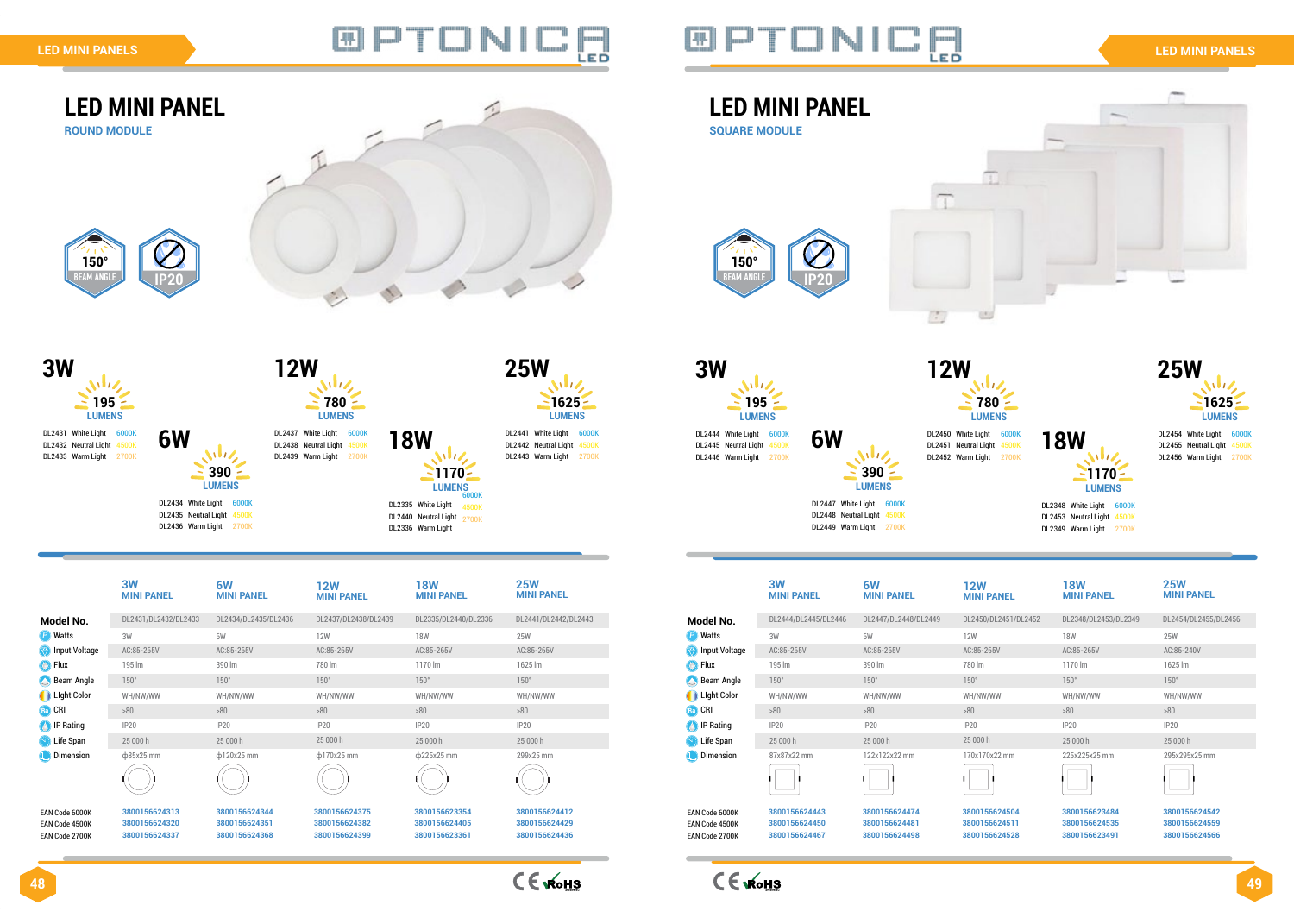# LED MINI PANEL

## ROUND MODULE

150° BEAM ANGLE

IP20

### 3W
195 LUMENS

DL2431 White Light 6000K
DL2432 Neutral Light 4500K
DL2433 Warm Light 2700K

### 6W
390 LUMENS

DL2434 White Light 6000K
DL2435 Neutral Light 4500K
DL2436 Warm Light 2700K

### 12W
780 LUMENS

DL2437 White Light 6000K
DL2438 Neutral Light 4500K
DL2439 Warm Light 2700K

### 18W
1170 LUMENS

DL2335 White Light 6000K
DL2440 Neutral Light 4500K
DL2336 Warm Light 2700K

### 25W
1625 LUMENS

DL2441 White Light 6000K
DL2442 Neutral Light 4500K
DL2443 Warm Light 2700K

| | 3W MINI PANEL | 6W MINI PANEL | 12W MINI PANEL | 18W MINI PANEL | 25W MINI PANEL |
|---|---|---|---|---|---|
| Model No. | DL2431/DL2432/DL2433 | DL2434/DL2435/DL2436 | DL2437/DL2438/DL2439 | DL2335/DL2440/DL2336 | DL2441/DL2442/DL2443 |
| Watts | 3W | 6W | 12W | 18W | 25W |
| Input Voltage | AC:85-265V | AC:85-265V | AC:85-265V | AC:85-265V | AC:85-265V |
| Flux | 195 lm | 390 lm | 780 lm | 1170 lm | 1625 lm |
| Beam Angle | 150° | 150° | 150° | 150° | 150° |
| Light Color | WH/NW/WW | WH/NW/WW | WH/NW/WW | WH/NW/WW | WH/NW/WW |
| CRI | >80 | >80 | >80 | >80 | >80 |
| IP Rating | IP20 | IP20 | IP20 | IP20 | IP20 |
| Life Span | 25 000 h | 25 000 h | 25 000 h | 25 000 h | 25 000 h |
| Dimension | ф85x25 mm | ф120x25 mm | ф170x25 mm | ф225x25 mm | 299x25 mm |
| EAN Code 6000K | 3800156624313 | 3800156624344 | 3800156624375 | 3800156623354 | 3800156624412 |
| EAN Code 4500K | 3800156624320 | 3800156624351 | 3800156624382 | 3800156624405 | 3800156624429 |
| EAN Code 2700K | 3800156624337 | 3800156624368 | 3800156624399 | 3800156623361 | 3800156624436 |

# LED MINI PANEL

## SQUARE MODULE

150° BEAM ANGLE

IP20

### 3W
195 LUMENS

DL2444 White Light 6000K
DL2445 Neutral Light 4500K
DL2446 Warm Light 2700K

### 6W
390 LUMENS

DL2447 White Light 6000K
DL2448 Neutral Light 4500K
DL2449 Warm Light 2700K

### 12W
780 LUMENS

DL2450 White Light 6000K
DL2451 Neutral Light 4500K
DL2452 Warm Light 2700K

### 18W
1170 LUMENS

DL2348 White Light 6000K
DL2453 Neutral Light 4500K
DL2349 Warm Light 2700K

### 25W
1625 LUMENS

DL2454 White Light 6000K
DL2455 Neutral Light 4500K
DL2456 Warm Light 2700K

| | 3W MINI PANEL | 6W MINI PANEL | 12W MINI PANEL | 18W MINI PANEL | 25W MINI PANEL |
|---|---|---|---|---|---|
| Model No. | DL2444/DL2445/DL2446 | DL2447/DL2448/DL2449 | DL2450/DL2451/DL2452 | DL2348/DL2453/DL2349 | DL2454/DL2455/DL2456 |
| Watts | 3W | 6W | 12W | 18W | 25W |
| Input Voltage | AC:85-265V | AC:85-265V | AC:85-265V | AC:85-265V | AC:85-240V |
| Flux | 195 lm | 390 lm | 780 lm | 1170 lm | 1625 lm |
| Beam Angle | 150° | 150° | 150° | 150° | 150° |
| Light Color | WH/NW/WW | WH/NW/WW | WH/NW/WW | WH/NW/WW | WH/NW/WW |
| CRI | >80 | >80 | >80 | >80 | >80 |
| IP Rating | IP20 | IP20 | IP20 | IP20 | IP20 |
| Life Span | 25 000 h | 25 000 h | 25 000 h | 25 000 h | 25 000 h |
| Dimension | 87x87x22 mm | 122x122x22 mm | 170x170x22 mm | 225x225x25 mm | 295x295x25 mm |
| EAN Code 6000K | 3800156624443 | 3800156624474 | 3800156624504 | 3800156623484 | 3800156624542 |
| EAN Code 4500K | 3800156624450 | 3800156624481 | 3800156624511 | 3800156624535 | 3800156624559 |
| EAN Code 2700K | 3800156624467 | 3800156624498 | 3800156624528 | 3800156623491 | 3800156624566 |

CE RoHS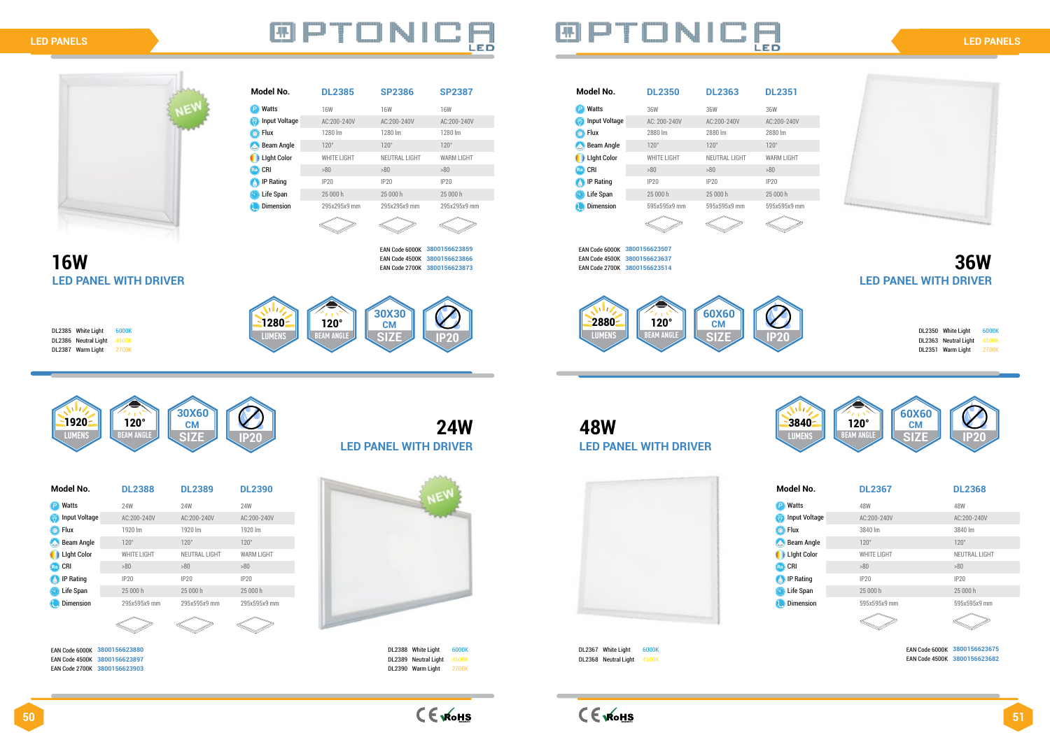## 16W

### LED PANEL WITH DRIVER

| Model No. | DL2385 | SP2386 | SP2387 |
|---|---|---|---|
| Watts | 16W | 16W | 16W |
| Input Voltage | AC:200-240V | AC:200-240V | AC:200-240V |
| Flux | 1280 lm | 1280 lm | 1280 lm |
| Beam Angle | 120° | 120° | 120° |
| Light Color | WHITE LIGHT | NEUTRAL LIGHT | WARM LIGHT |
| CRI | >80 | >80 | >80 |
| IP Rating | IP20 | IP20 | IP20 |
| Life Span | 25 000 h | 25 000 h | 25 000 h |
| Dimension | 295x295x9 mm | 295x295x9 mm | 295x295x9 mm |

EAN Code 6000K 3800156623859
EAN Code 4500K 3800156623866
EAN Code 2700K 3800156623873

DL2385 White Light 6000K
DL2386 Neutral Light 4500K
DL2387 Warm Light 2700K

1280 LUMENS | 120° BEAM ANGLE | 30X30 CM SIZE | IP20

## 36W

### LED PANEL WITH DRIVER

| Model No. | DL2350 | DL2363 | DL2351 |
|---|---|---|---|
| Watts | 36W | 36W | 36W |
| Input Voltage | AC: 200-240V | AC:200-240V | AC:200-240V |
| Flux | 2880 lm | 2880 lm | 2880 lm |
| Beam Angle | 120° | 120° | 120° |
| Light Color | WHITE LIGHT | NEUTRAL LIGHT | WARM LIGHT |
| CRI | >80 | >80 | >80 |
| IP Rating | IP20 | IP20 | IP20 |
| Life Span | 25 000 h | 25 000 h | 25 000 h |
| Dimension | 595x595x9 mm | 595x595x9 mm | 595x595x9 mm |

EAN Code 6000K 3800156623507
EAN Code 4500K 3800156623637
EAN Code 2700K 3800156623514

DL2350 White Light 6000K
DL2363 Neutral Light 4500K
DL2351 Warm Light 2700K

2880 LUMENS | 120° BEAM ANGLE | 60X60 CM SIZE | IP20

## 24W

### LED PANEL WITH DRIVER

1920 LUMENS | 120° BEAM ANGLE | 30X60 CM SIZE | IP20

| Model No. | DL2388 | DL2389 | DL2390 |
|---|---|---|---|
| Watts | 24W | 24W | 24W |
| Input Voltage | AC:200-240V | AC:200-240V | AC:200-240V |
| Flux | 1920 lm | 1920 lm | 1920 lm |
| Beam Angle | 120° | 120° | 120° |
| Light Color | WHITE LIGHT | NEUTRAL LIGHT | WARM LIGHT |
| CRI | >80 | >80 | >80 |
| IP Rating | IP20 | IP20 | IP20 |
| Life Span | 25 000 h | 25 000 h | 25 000 h |
| Dimension | 295x595x9 mm | 295x595x9 mm | 295x595x9 mm |

EAN Code 6000K 3800156623880
EAN Code 4500K 3800156623897
EAN Code 2700K 3800156623903

DL2388 White Light 6000K
DL2389 Neutral Light 4500K
DL2390 Warm Light 2700K

## 48W

### LED PANEL WITH DRIVER

3840 LUMENS | 120° BEAM ANGLE | 60X60 CM SIZE | IP20

| Model No. | DL2367 | DL2368 |
|---|---|---|
| Watts | 48W | 48W |
| Input Voltage | AC:200-240V | AC:200-240V |
| Flux | 3840 lm | 3840 lm |
| Beam Angle | 120° | 120° |
| Light Color | WHITE LIGHT | NEUTRAL LIGHT |
| CRI | >80 | >80 |
| IP Rating | IP20 | IP20 |
| Life Span | 25 000 h | 25 000 h |
| Dimension | 595x595x9 mm | 595x595x9 mm |

DL2367 White Light 6000K
DL2368 Neutral Light 4500K

EAN Code 6000K 3800156623675
EAN Code 4500K 3800156623682

CE RoHS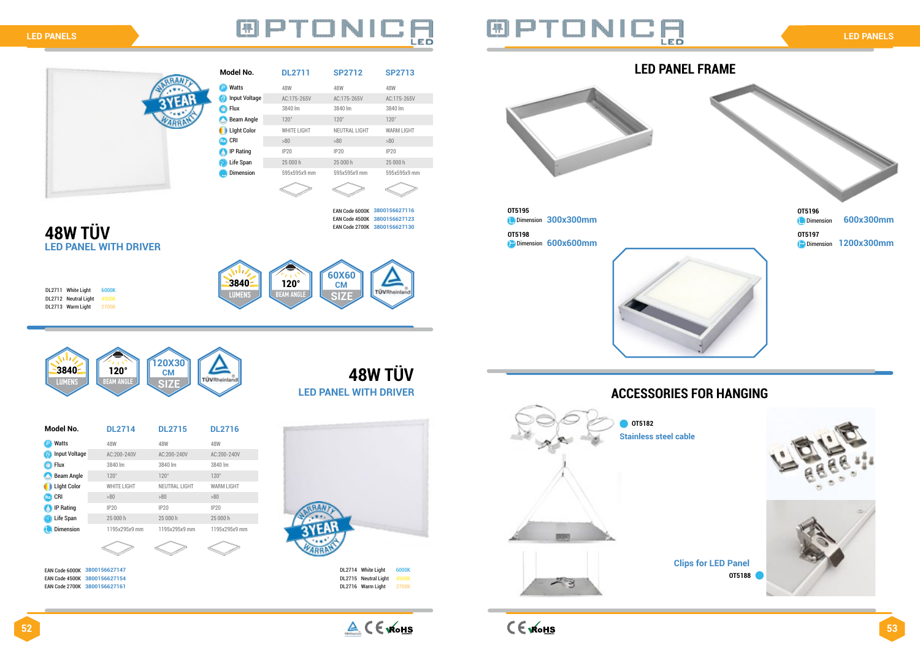## LED PANELS

# 48W TÜV
## LED PANEL WITH DRIVER

| Model No. | DL2711 | SP2712 | SP2713 |
|---|---|---|---|
| Watts | 48W | 48W | 48W |
| Input Voltage | AC:175-265V | AC:175-265V | AC:175-265V |
| Flux | 3840 lm | 3840 lm | 3840 lm |
| Beam Angle | 120° | 120° | 120° |
| Light Color | WHITE LIGHT | NEUTRAL LIGHT | WARM LIGHT |
| CRI | >80 | >80 | >80 |
| IP Rating | IP20 | IP20 | IP20 |
| Life Span | 25 000 h | 25 000 h | 25 000 h |
| Dimension | 595x595x9 mm | 595x595x9 mm | 595x595x9 mm |

EAN Code 6000K 3800156627116
EAN Code 4500K 3800156627123
EAN Code 2700K 3800156627130

DL2711 White Light 6000K
DL2712 Neutral Light 4500K
DL2713 Warm Light 2700K

3 YEAR WARRANTY

3840 LUMENS | 120° BEAM ANGLE | 60X60 CM SIZE | TÜVRheinland

# 48W TÜV
## LED PANEL WITH DRIVER

3840 LUMENS | 120° BEAM ANGLE | 120X30 CM SIZE | TÜVRheinland

| Model No. | DL2714 | DL2715 | DL2716 |
|---|---|---|---|
| Watts | 48W | 48W | 48W |
| Input Voltage | AC:200-240V | AC:200-240V | AC:200-240V |
| Flux | 3840 lm | 3840 lm | 3840 lm |
| Beam Angle | 120° | 120° | 120° |
| Light Color | WHITE LIGHT | NEUTRAL LIGHT | WARM LIGHT |
| CRI | >80 | >80 | >80 |
| IP Rating | IP20 | IP20 | IP20 |
| Life Span | 25 000 h | 25 000 h | 25 000 h |
| Dimension | 1195x295x9 mm | 1195x295x9 mm | 1195x295x9 mm |

EAN Code 6000K 3800156627147
EAN Code 4500K 3800156627154
EAN Code 2700K 3800156627161

3 YEAR WARRANTY

DL2714 White Light 6000K
DL2715 Neutral Light 4500K
DL2716 Warm Light 2700K

## LED PANEL FRAME

OT5195 Dimension 300x300mm

OT5198 Dimension 600x600mm

OT5196 Dimension 600x300mm

OT5197 Dimension 1200x300mm

## ACCESSORIES FOR HANGING

OT5182
Stainless steel cable

Clips for LED Panel
OT5188